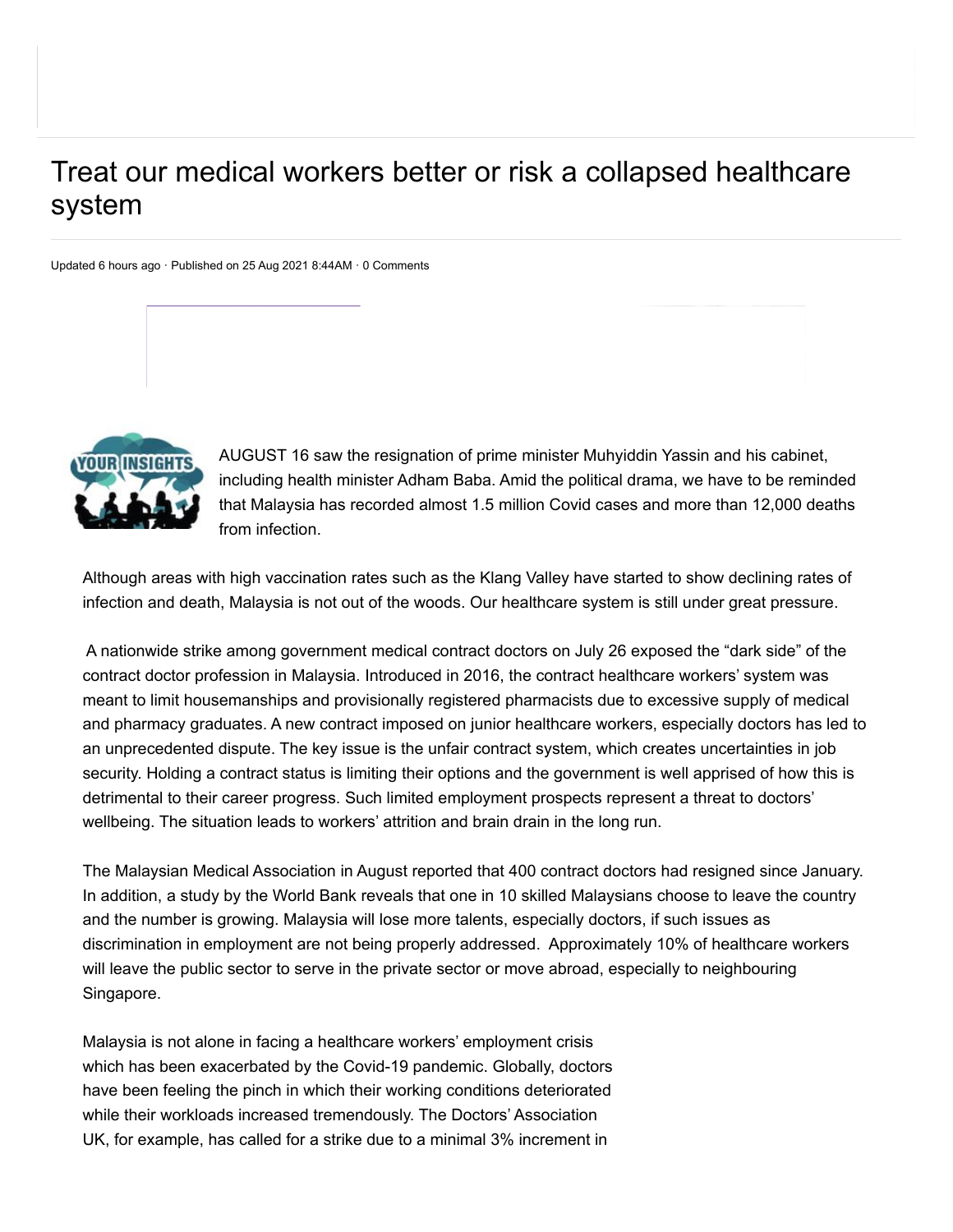# Treat our medical workers better or risk a collapsed healthcare system

Updated 6 hours ago · Published on 25 Aug 2021 8:44AM · 0 Comments

AUGUST 16 saw the resignation of prime minister Muhyiddin Yassin and his cabinet, including health minister Adham Baba. Amid the political drama, we have to be reminded that Malaysia has recorded almost 1.5 million Covid cases and more than 12,000 deaths from infection.

Although areas with high vaccination rates such as the Klang Valley have started to show declining rates of infection and death, Malaysia is not out of the woods. Our healthcare system is still under great pressure.

A nationwide strike among government medical contract doctors on July 26 exposed the "dark side" of the contract doctor profession in Malaysia. Introduced in 2016, the contract healthcare workers' system was meant to limit housemanships and provisionally registered pharmacists due to excessive supply of medical and pharmacy graduates. A new contract imposed on junior healthcare workers, especially doctors has led to an unprecedented dispute. The key issue is the unfair contract system, which creates uncertainties in job security. Holding a contract status is limiting their options and the government is well apprised of how this is detrimental to their career progress. Such limited employment prospects represent a threat to doctors' wellbeing. The situation leads to workers' attrition and brain drain in the long run.

The Malaysian Medical Association in August reported that 400 contract doctors had resigned since January. In addition, a study by the World Bank reveals that one in 10 skilled Malaysians choose to leave the country and the number is growing. Malaysia will lose more talents, especially doctors, if such issues as discrimination in employment are not being properly addressed. Approximately 10% of healthcare workers will leave the public sector to serve in the private sector or move abroad, especially to neighbouring Singapore.

Malaysia is not alone in facing a healthcare workers' employment crisis which has been exacerbated by the Covid-19 pandemic. Globally, doctors have been feeling the pinch in which their working conditions deteriorated while their workloads increased tremendously. The Doctors' Association UK, for example, has called for a strike due to a minimal 3% increment in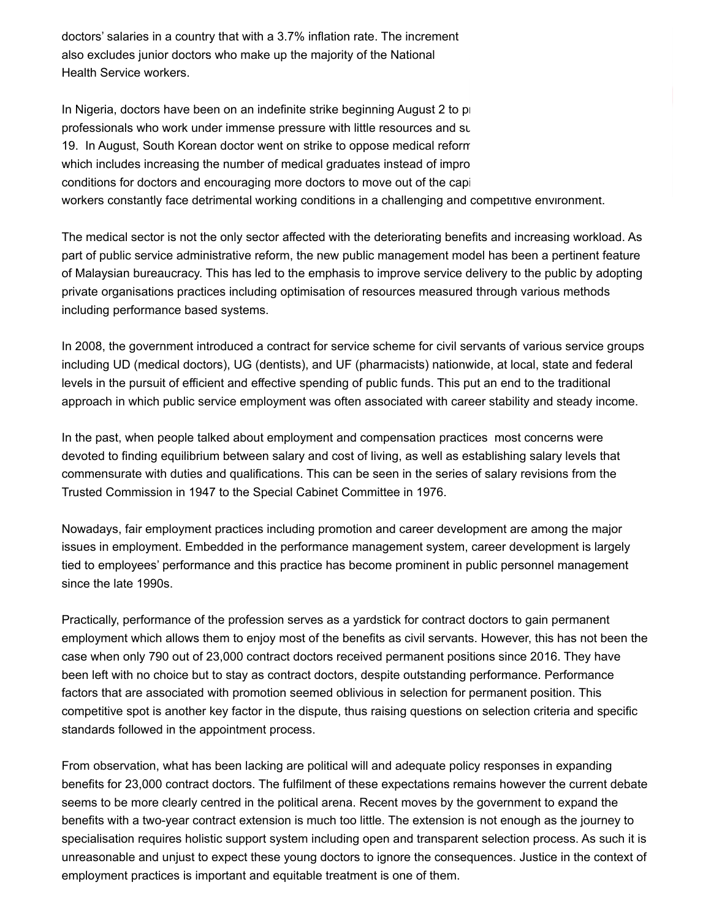doctors' salaries in a country that with a 3.7% inflation rate. The increment also excludes junior doctors who make up the majority of the National Health Service workers.

In Nigeria, doctors have been on an indefinite strike beginning August 2 to p professionals who work under immense pressure with little resources and su 19. In August, South Korean doctor went on strike to oppose medical reform which includes increasing the number of medical graduates instead of impro conditions for doctors and encouraging more doctors to move out of the capi workers constantly face detrimental working conditions in a challenging and competitive environment.

The medical sector is not the only sector affected with the deteriorating benefits and increasing workload. As part of public service administrative reform, the new public management model has been a pertinent feature of Malaysian bureaucracy. This has led to the emphasis to improve service delivery to the public by adopting private organisations practices including optimisation of resources measured through various methods including performance based systems.

In 2008, the government introduced a contract for service scheme for civil servants of various service groups including UD (medical doctors), UG (dentists), and UF (pharmacists) nationwide, at local, state and federal levels in the pursuit of efficient and effective spending of public funds. This put an end to the traditional approach in which public service employment was often associated with career stability and steady income.

In the past, when people talked about employment and compensation practices most concerns were devoted to finding equilibrium between salary and cost of living, as well as establishing salary levels that commensurate with duties and qualifications. This can be seen in the series of salary revisions from the Trusted Commission in 1947 to the Special Cabinet Committee in 1976.

Nowadays, fair employment practices including promotion and career development are among the major issues in employment. Embedded in the performance management system, career development is largely tied to employees' performance and this practice has become prominent in public personnel management since the late 1990s.

Practically, performance of the profession serves as a yardstick for contract doctors to gain permanent employment which allows them to enjoy most of the benefits as civil servants. However, this has not been the case when only 790 out of 23,000 contract doctors received permanent positions since 2016. They have been left with no choice but to stay as contract doctors, despite outstanding performance. Performance factors that are associated with promotion seemed oblivious in selection for permanent position. This competitive spot is another key factor in the dispute, thus raising questions on selection criteria and specific standards followed in the appointment process.

From observation, what has been lacking are political will and adequate policy responses in expanding benefits for 23,000 contract doctors. The fulfilment of these expectations remains however the current debate seems to be more clearly centred in the political arena. Recent moves by the government to expand the benefits with a two-year contract extension is much too little. The extension is not enough as the journey to specialisation requires holistic support system including open and transparent selection process. As such it is unreasonable and unjust to expect these young doctors to ignore the consequences. Justice in the context of employment practices is important and equitable treatment is one of them.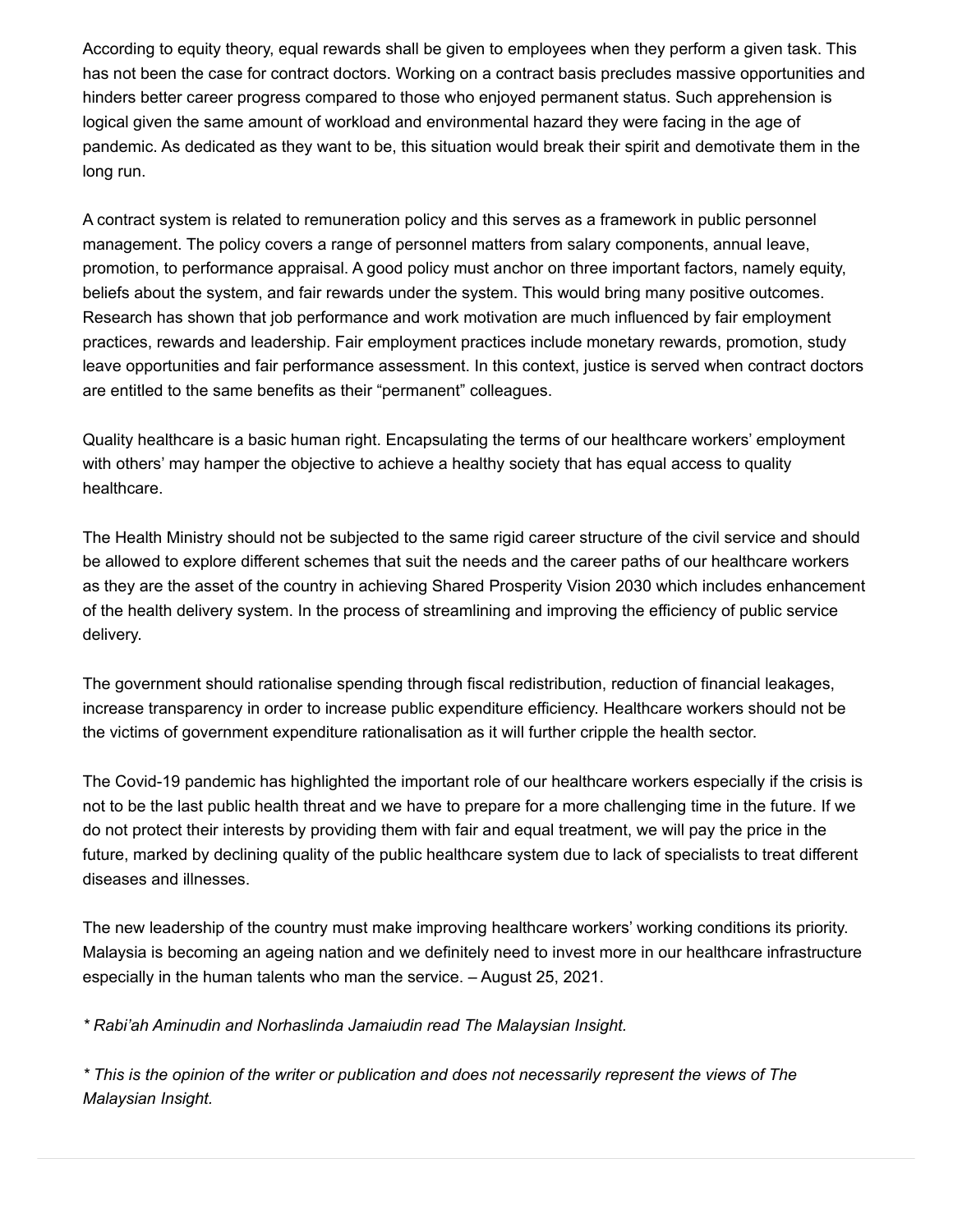According to equity theory, equal rewards shall be given to employees when they perform a given task. This has not been the case for contract doctors. Working on a contract basis precludes massive opportunities and hinders better career progress compared to those who enjoyed permanent status. Such apprehension is logical given the same amount of workload and environmental hazard they were facing in the age of pandemic. As dedicated as they want to be, this situation would break their spirit and demotivate them in the long run.

A contract system is related to remuneration policy and this serves as a framework in public personnel management. The policy covers a range of personnel matters from salary components, annual leave, promotion, to performance appraisal. A good policy must anchor on three important factors, namely equity, beliefs about the system, and fair rewards under the system. This would bring many positive outcomes. Research has shown that job performance and work motivation are much influenced by fair employment practices, rewards and leadership. Fair employment practices include monetary rewards, promotion, study leave opportunities and fair performance assessment. In this context, justice is served when contract doctors are entitled to the same benefits as their "permanent" colleagues.

Quality healthcare is a basic human right. Encapsulating the terms of our healthcare workers' employment with others' may hamper the objective to achieve a healthy society that has equal access to quality healthcare.

The Health Ministry should not be subjected to the same rigid career structure of the civil service and should be allowed to explore different schemes that suit the needs and the career paths of our healthcare workers as they are the asset of the country in achieving Shared Prosperity Vision 2030 which includes enhancement of the health delivery system. In the process of streamlining and improving the efficiency of public service delivery.

The government should rationalise spending through fiscal redistribution, reduction of financial leakages, increase transparency in order to increase public expenditure efficiency. Healthcare workers should not be the victims of government expenditure rationalisation as it will further cripple the health sector.

The Covid-19 pandemic has highlighted the important role of our healthcare workers especially if the crisis is not to be the last public health threat and we have to prepare for a more challenging time in the future. If we do not protect their interests by providing them with fair and equal treatment, we will pay the price in the future, marked by declining quality of the public healthcare system due to lack of specialists to treat different diseases and illnesses.

The new leadership of the country must make improving healthcare workers' working conditions its priority. Malaysia is becoming an ageing nation and we definitely need to invest more in our healthcare infrastructure especially in the human talents who man the service. – August 25, 2021.

*\* Rabi'ah Aminudin and Norhaslinda Jamaiudin read The Malaysian Insight.*

*\* This is the opinion of the writer or publication and does not necessarily represent the views of The Malaysian Insight.*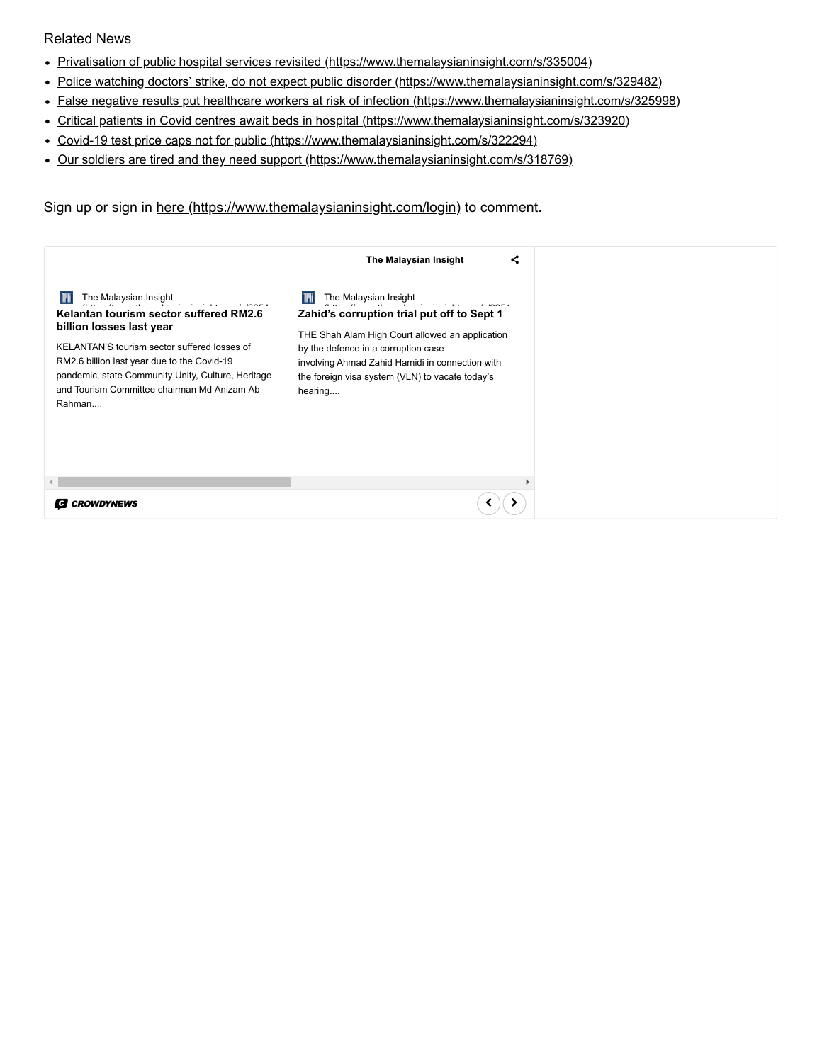Related News

- Privatisation of public hospital services revisited (https://www.themalaysianinsight.com/s/335004)
- Police watching doctors' strike, do not expect public disorder (https://www.themalaysianinsight.com/s/329482)
- False negative results put healthcare workers at risk of infection (https://www.themalaysianinsight.com/s/325998)
- Critical patients in Covid centres await beds in hospital (https://www.themalaysianinsight.com/s/323920)
- Covid-19 test price caps not for public (https://www.themalaysianinsight.com/s/322294)
- Our soldiers are tired and they need support (https://www.themalaysianinsight.com/s/318769)

Sign up or sign in here (https://www.themalaysianinsight.com/login) to comment.

The Malaysian Insight

The Malaysian Insight

**Kelantan tourism sector suffered RM2.6 billion losses last year**

KELANTAN'S tourism sector suffered losses of RM2.6 billion last year due to the Covid-19 pandemic, state Community Unity, Culture, Heritage and Tourism Committee chairman Md Anizam Ab Rahman....

The Malaysian Insight

**Zahid's corruption trial put off to Sept 1**

THE Shah Alam High Court allowed an application by the defence in a corruption case involving Ahmad Zahid Hamidi in connection with the foreign visa system (VLN) to vacate today's hearing....

CROWDYNEWS